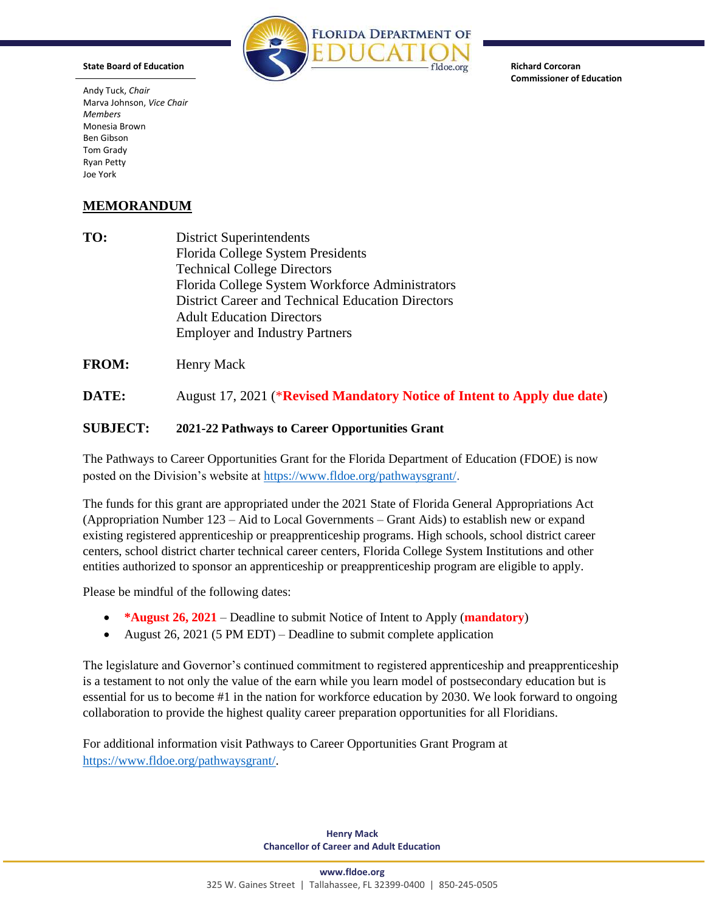Florida Department of Education
fldoe.org

**State Board of Education**

Andy Tuck, *Chair*
Marva Johnson, *Vice Chair*
*Members*
Monesia Brown
Ben Gibson
Tom Grady
Ryan Petty
Joe York

**Richard Corcoran**
**Commissioner of Education**

## MEMORANDUM

**TO:** District Superintendents
Florida College System Presidents
Technical College Directors
Florida College System Workforce Administrators
District Career and Technical Education Directors
Adult Education Directors
Employer and Industry Partners

**FROM:** Henry Mack

**DATE:** August 17, 2021 (\***Revised Mandatory Notice of Intent to Apply due date**)

**SUBJECT:** **2021-22 Pathways to Career Opportunities Grant**

The Pathways to Career Opportunities Grant for the Florida Department of Education (FDOE) is now posted on the Division's website at https://www.fldoe.org/pathwaysgrant/.

The funds for this grant are appropriated under the 2021 State of Florida General Appropriations Act (Appropriation Number 123 – Aid to Local Governments – Grant Aids) to establish new or expand existing registered apprenticeship or preapprenticeship programs. High schools, school district career centers, school district charter technical career centers, Florida College System Institutions and other entities authorized to sponsor an apprenticeship or preapprenticeship program are eligible to apply.

Please be mindful of the following dates:

- **\*August 26, 2021** – Deadline to submit Notice of Intent to Apply (**mandatory**)
- August 26, 2021 (5 PM EDT) – Deadline to submit complete application

The legislature and Governor's continued commitment to registered apprenticeship and preapprenticeship is a testament to not only the value of the earn while you learn model of postsecondary education but is essential for us to become #1 in the nation for workforce education by 2030. We look forward to ongoing collaboration to provide the highest quality career preparation opportunities for all Floridians.

For additional information visit Pathways to Career Opportunities Grant Program at https://www.fldoe.org/pathwaysgrant/.

**Henry Mack**
**Chancellor of Career and Adult Education**

**www.fldoe.org**
325 W. Gaines Street | Tallahassee, FL 32399-0400 | 850-245-0505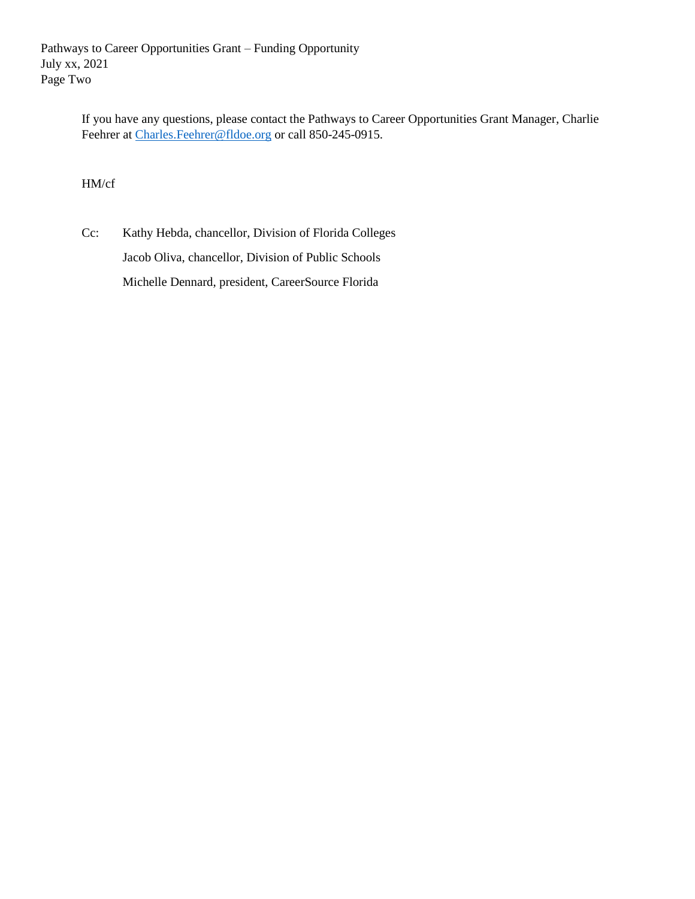If you have any questions, please contact the Pathways to Career Opportunities Grant Manager, Charlie Feehrer at Charles.Feehrer@fldoe.org or call 850-245-0915.

HM/cf

Cc: Kathy Hebda, chancellor, Division of Florida Colleges
Jacob Oliva, chancellor, Division of Public Schools
Michelle Dennard, president, CareerSource Florida